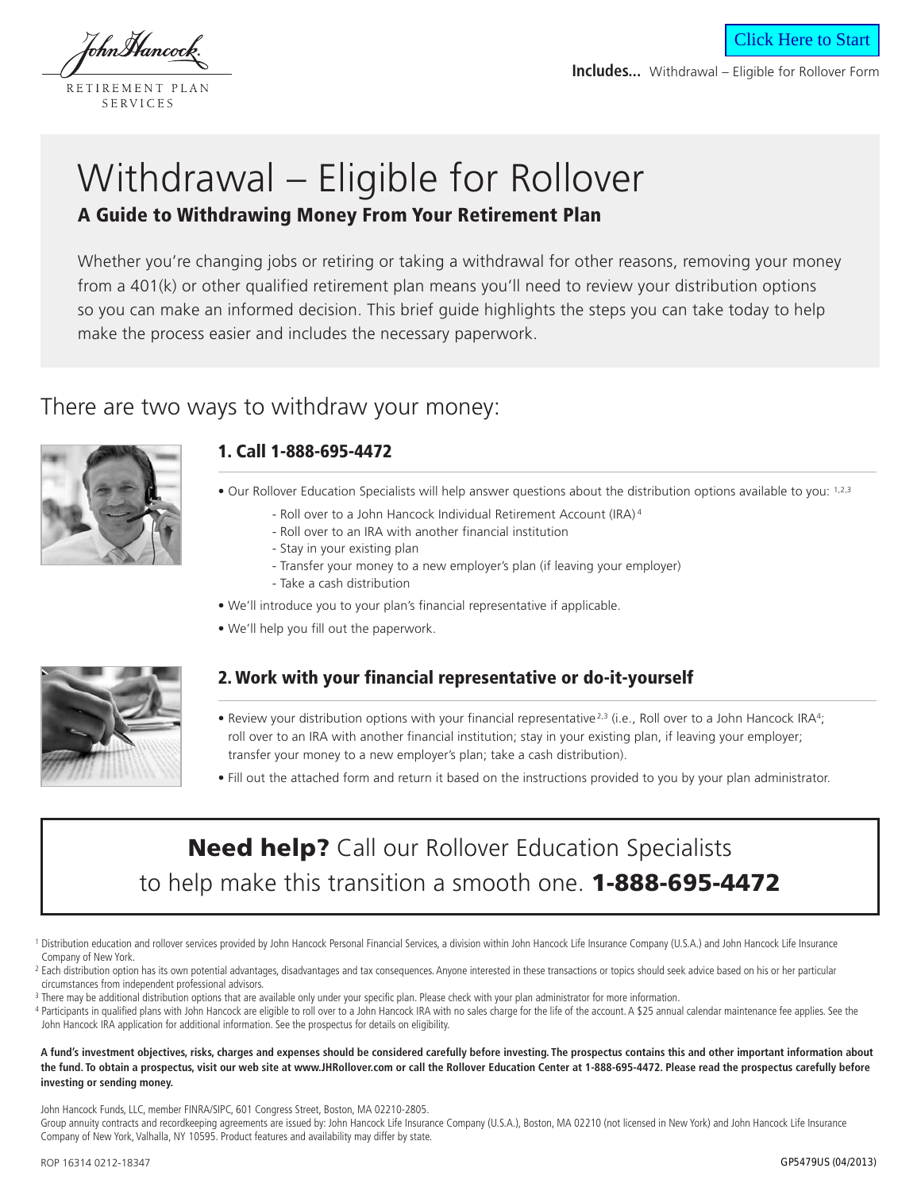John Hancock
RETIREMENT PLAN SERVICES

Click Here to Start

**Includes...** Withdrawal – Eligible for Rollover Form

# Withdrawal – Eligible for Rollover

## A Guide to Withdrawing Money From Your Retirement Plan

Whether you're changing jobs or retiring or taking a withdrawal for other reasons, removing your money from a 401(k) or other qualified retirement plan means you'll need to review your distribution options so you can make an informed decision. This brief guide highlights the steps you can take today to help make the process easier and includes the necessary paperwork.

## There are two ways to withdraw your money:

### 1. Call 1-888-695-4472

- Our Rollover Education Specialists will help answer questions about the distribution options available to you:[1,2,3]
  - Roll over to a John Hancock Individual Retirement Account (IRA)[4]
  - Roll over to an IRA with another financial institution
  - Stay in your existing plan
  - Transfer your money to a new employer's plan (if leaving your employer)
  - Take a cash distribution
- We'll introduce you to your plan's financial representative if applicable.
- We'll help you fill out the paperwork.

### 2. Work with your financial representative or do-it-yourself

- Review your distribution options with your financial representative[2,3] (i.e., Roll over to a John Hancock IRA[4]; roll over to an IRA with another financial institution; stay in your existing plan, if leaving your employer; transfer your money to a new employer's plan; take a cash distribution).
- Fill out the attached form and return it based on the instructions provided to you by your plan administrator.

**Need help?** Call our Rollover Education Specialists to help make this transition a smooth one. **1-888-695-4472**

[1] Distribution education and rollover services provided by John Hancock Personal Financial Services, a division within John Hancock Life Insurance Company (U.S.A.) and John Hancock Life Insurance Company of New York.

[2] Each distribution option has its own potential advantages, disadvantages and tax consequences. Anyone interested in these transactions or topics should seek advice based on his or her particular circumstances from independent professional advisors.

[3] There may be additional distribution options that are available only under your specific plan. Please check with your plan administrator for more information.

[4] Participants in qualified plans with John Hancock are eligible to roll over to a John Hancock IRA with no sales charge for the life of the account. A $25 annual calendar maintenance fee applies. See the John Hancock IRA application for additional information. See the prospectus for details on eligibility.

**A fund's investment objectives, risks, charges and expenses should be considered carefully before investing. The prospectus contains this and other important information about the fund. To obtain a prospectus, visit our web site at www.JHRollover.com or call the Rollover Education Center at 1-888-695-4472. Please read the prospectus carefully before investing or sending money.**

John Hancock Funds, LLC, member FINRA/SIPC, 601 Congress Street, Boston, MA 02210-2805.
Group annuity contracts and recordkeeping agreements are issued by: John Hancock Life Insurance Company (U.S.A.), Boston, MA 02210 (not licensed in New York) and John Hancock Life Insurance Company of New York, Valhalla, NY 10595. Product features and availability may differ by state.

ROP 16314 0212-18347

GP5479US (04/2013)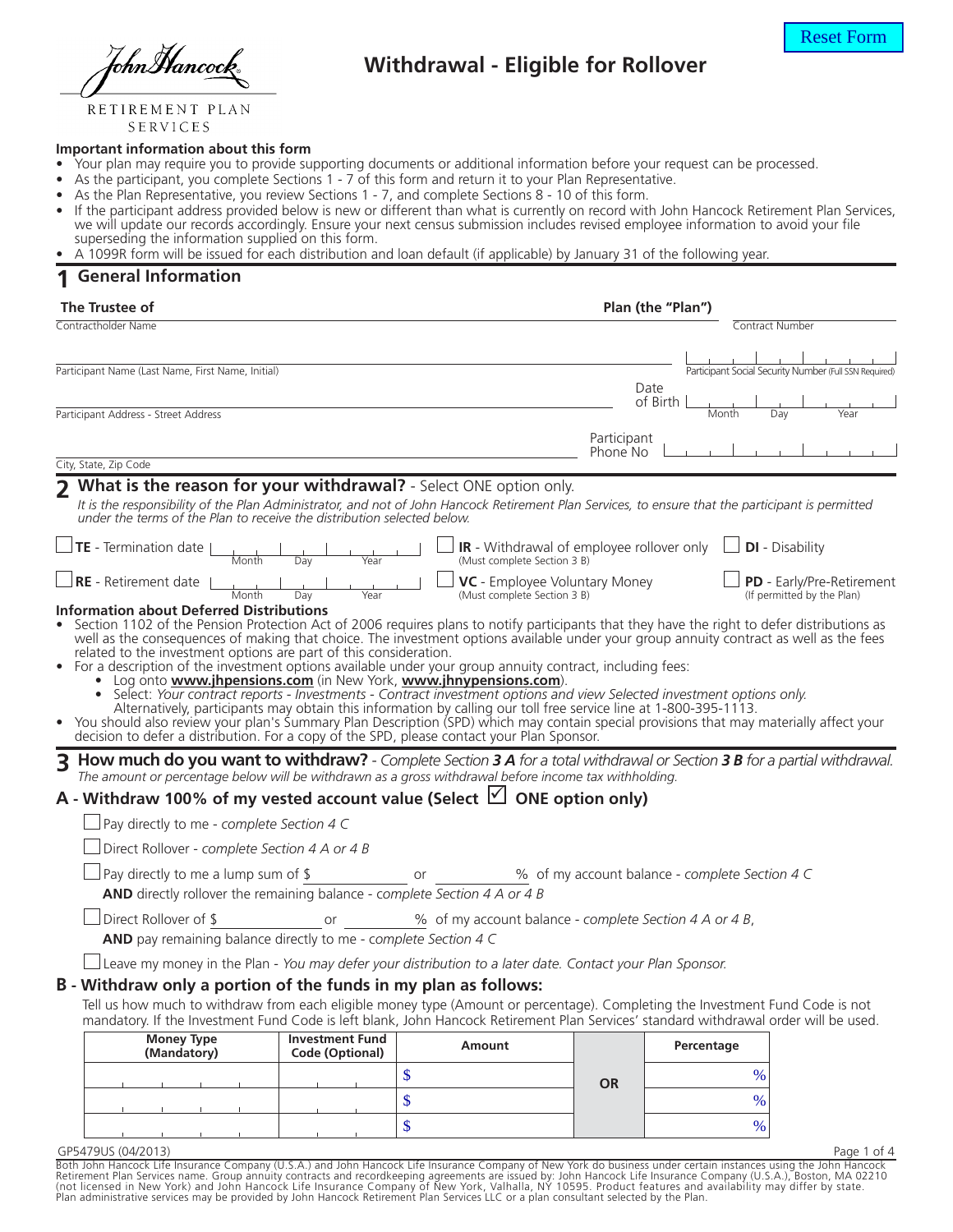John Hancock
RETIREMENT PLAN SERVICES

# Withdrawal - Eligible for Rollover

Reset Form

**Important information about this form**

- Your plan may require you to provide supporting documents or additional information before your request can be processed.
- As the participant, you complete Sections 1 - 7 of this form and return it to your Plan Representative.
- As the Plan Representative, you review Sections 1 - 7, and complete Sections 8 - 10 of this form.
- If the participant address provided below is new or different than what is currently on record with John Hancock Retirement Plan Services, we will update our records accordingly. Ensure your next census submission includes revised employee information to avoid your file superseding the information supplied on this form.
- A 1099R form will be issued for each distribution and loan default (if applicable) by January 31 of the following year.

## 1 General Information

**The Trustee of** ______ **Plan (the "Plan")**

Contractholder Name ______ Contract Number ______

Participant Name (Last Name, First Name, Initial) ______ Participant Social Security Number (Full SSN Required) ______

Participant Address - Street Address ______ Date of Birth Month ___ Day ___ Year ___

City, State, Zip Code ______ Participant Phone No ______

## 2 What is the reason for your withdrawal? - Select ONE option only.

*It is the responsibility of the Plan Administrator, and not of John Hancock Retirement Plan Services, to ensure that the participant is permitted under the terms of the Plan to receive the distribution selected below.*

☐ **TE** - Termination date Month ___ Day ___ Year ___

☐ **IR** - Withdrawal of employee rollover only (Must complete Section 3 B)

☐ **DI** - Disability

☐ **RE** - Retirement date Month ___ Day ___ Year ___

☐ **VC** - Employee Voluntary Money (Must complete Section 3 B)

☐ **PD** - Early/Pre-Retirement (If permitted by the Plan)

**Information about Deferred Distributions**

- Section 1102 of the Pension Protection Act of 2006 requires plans to notify participants that they have the right to defer distributions as well as the consequences of making that choice. The investment options available under your group annuity contract as well as the fees related to the investment options are part of this consideration.
- For a description of the investment options available under your group annuity contract, including fees:
  - Log onto **www.jhpensions.com** (in New York, **www.jhnypensions.com**).
  - Select: *Your contract reports - Investments - Contract investment options and view Selected investment options only.* Alternatively, participants may obtain this information by calling our toll free service line at 1-800-395-1113.
- You should also review your plan's Summary Plan Description (SPD) which may contain special provisions that may materially affect your decision to defer a distribution. For a copy of the SPD, please contact your Plan Sponsor.

## 3 How much do you want to withdraw? - *Complete Section **3 A** for a total withdrawal or Section **3 B** for a partial withdrawal.*

*The amount or percentage below will be withdrawn as a gross withdrawal before income tax withholding.*

### A - Withdraw 100% of my vested account value (Select ☑ ONE option only)

☐ Pay directly to me - *complete Section 4 C*

☐ Direct Rollover - *complete Section 4 A or 4 B*

☐ Pay directly to me a lump sum of $______ or ______% of my account balance - *complete Section 4 C*
**AND** directly rollover the remaining balance - *complete Section 4 A or 4 B*

☐ Direct Rollover of $______ or ______% of my account balance - *complete Section 4 A or 4 B*,
**AND** pay remaining balance directly to me - *complete Section 4 C*

☐ Leave my money in the Plan - *You may defer your distribution to a later date. Contact your Plan Sponsor.*

### B - Withdraw only a portion of the funds in my plan as follows:

Tell us how much to withdraw from each eligible money type (Amount or percentage). Completing the Investment Fund Code is not mandatory. If the Investment Fund Code is left blank, John Hancock Retirement Plan Services' standard withdrawal order will be used.

| Money Type (Mandatory) | Investment Fund Code (Optional) | Amount | | Percentage |
|---|---|---|---|---|
| | | $ | OR | % |
| | | $ | | % |
| | | $ | | % |

GP5479US (04/2013)

Both John Hancock Life Insurance Company (U.S.A.) and John Hancock Life Insurance Company of New York do business under certain instances using the John Hancock Retirement Plan Services name. Group annuity contracts and recordkeeping agreements are issued by: John Hancock Life Insurance Company (U.S.A.), Boston, MA 02210 (not licensed in New York) and John Hancock Life Insurance Company of New York, Valhalla, NY 10595. Product features and availability may differ by state. Plan administrative services may be provided by John Hancock Retirement Plan Services LLC or a plan consultant selected by the Plan.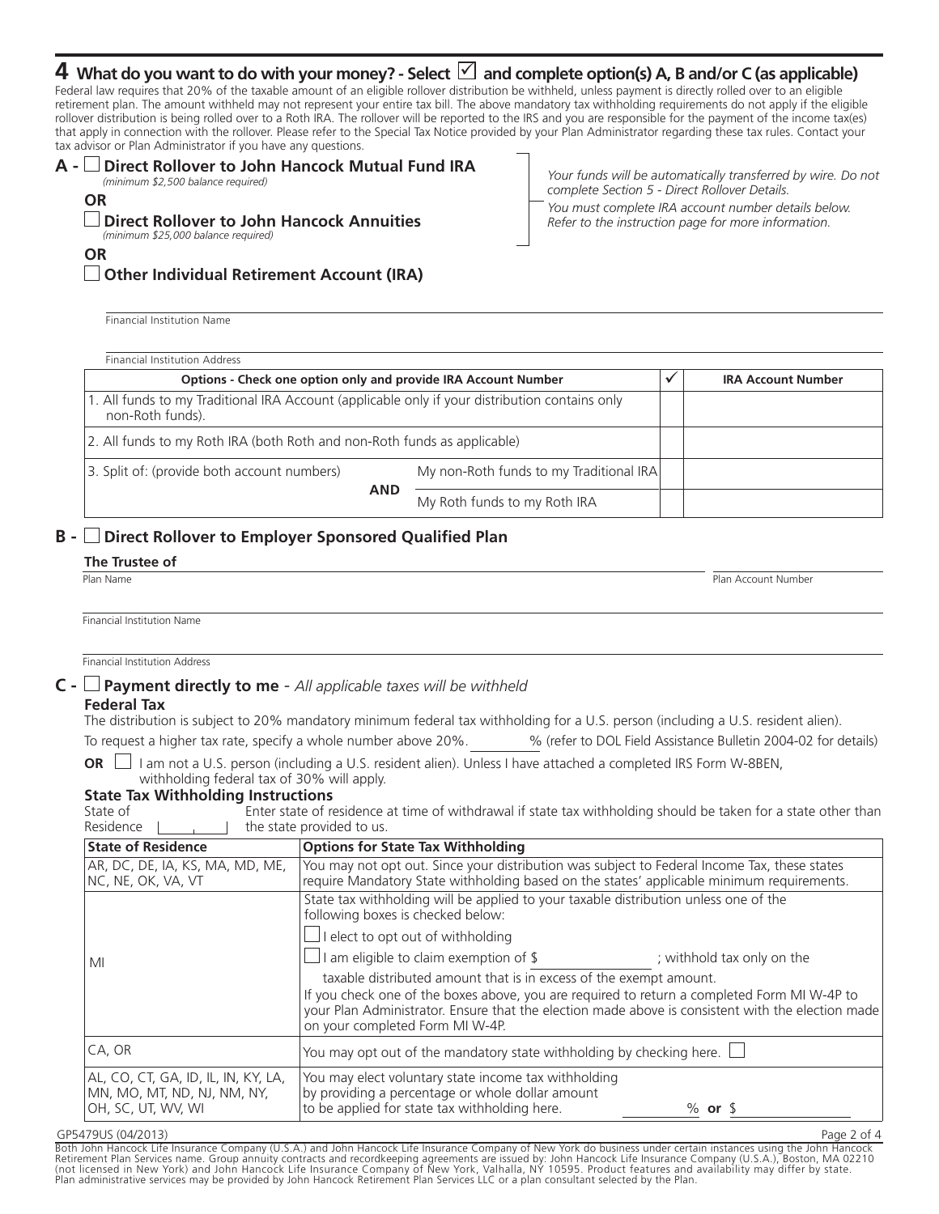## 4 What do you want to do with your money? - Select ☑ and complete option(s) A, B and/or C (as applicable)

Federal law requires that 20% of the taxable amount of an eligible rollover distribution be withheld, unless payment is directly rolled over to an eligible retirement plan. The amount withheld may not represent your entire tax bill. The above mandatory tax withholding requirements do not apply if the eligible rollover distribution is being rolled over to a Roth IRA. The rollover will be reported to the IRS and you are responsible for the payment of the income tax(es) that apply in connection with the rollover. Please refer to the Special Tax Notice provided by your Plan Administrator regarding these tax rules. Contact your tax advisor or Plan Administrator if you have any questions.

**A -** ☐ **Direct Rollover to John Hancock Mutual Fund IRA**
*(minimum $2,500 balance required)*

**OR**

☐ **Direct Rollover to John Hancock Annuities**
*(minimum $25,000 balance required)*

*Your funds will be automatically transferred by wire. Do not complete Section 5 - Direct Rollover Details.*
*You must complete IRA account number details below. Refer to the instruction page for more information.*

**OR**

☐ **Other Individual Retirement Account (IRA)**

Financial Institution Name

Financial Institution Address

| Options - Check one option only and provide IRA Account Number | | ✓ | IRA Account Number |
|---|---|---|---|
| 1. All funds to my Traditional IRA Account (applicable only if your distribution contains only non-Roth funds). | | | |
| 2. All funds to my Roth IRA (both Roth and non-Roth funds as applicable) | | | |
| 3. Split of: (provide both account numbers) | My non-Roth funds to my Traditional IRA | | |
| AND | My Roth funds to my Roth IRA | | |

**B -** ☐ **Direct Rollover to Employer Sponsored Qualified Plan**

**The Trustee of**

Plan Name | Plan Account Number

Financial Institution Name

Financial Institution Address

**C -** ☐ **Payment directly to me** - *All applicable taxes will be withheld*

**Federal Tax**

The distribution is subject to 20% mandatory minimum federal tax withholding for a U.S. person (including a U.S. resident alien).

To request a higher tax rate, specify a whole number above 20%. ______% (refer to DOL Field Assistance Bulletin 2004-02 for details)

**OR** ☐ I am not a U.S. person (including a U.S. resident alien). Unless I have attached a completed IRS Form W-8BEN, withholding federal tax of 30% will apply.

**State Tax Withholding Instructions**

State of Residence ______ Enter state of residence at time of withdrawal if state tax withholding should be taken for a state other than the state provided to us.

| State of Residence | Options for State Tax Withholding |
|---|---|
| AR, DC, DE, IA, KS, MA, MD, ME, NC, NE, OK, VA, VT | You may not opt out. Since your distribution was subject to Federal Income Tax, these states require Mandatory State withholding based on the states' applicable minimum requirements. |
| MI | State tax withholding will be applied to your taxable distribution unless one of the following boxes is checked below: ☐ I elect to opt out of withholding ☐ I am eligible to claim exemption of $ ______ ; withhold tax only on the taxable distributed amount that is in excess of the exempt amount. If you check one of the boxes above, you are required to return a completed Form MI W-4P to your Plan Administrator. Ensure that the election made above is consistent with the election made on your completed Form MI W-4P. |
| CA, OR | You may opt out of the mandatory state withholding by checking here. ☐ |
| AL, CO, CT, GA, ID, IL, IN, KY, LA, MN, MO, MT, ND, NJ, NM, NY, OH, SC, UT, WV, WI | You may elect voluntary state income tax withholding by providing a percentage or whole dollar amount to be applied for state tax withholding here. ______% **or** $ ______ |

GP5479US (04/2013)

Both John Hancock Life Insurance Company (U.S.A.) and John Hancock Life Insurance Company of New York do business under certain instances using the John Hancock Retirement Plan Services name. Group annuity contracts and recordkeeping agreements are issued by: John Hancock Life Insurance Company (U.S.A.), Boston, MA 02210 (not licensed in New York) and John Hancock Life Insurance Company of New York, Valhalla, NY 10595. Product features and availability may differ by state. Plan administrative services may be provided by John Hancock Retirement Plan Services LLC or a plan consultant selected by the Plan.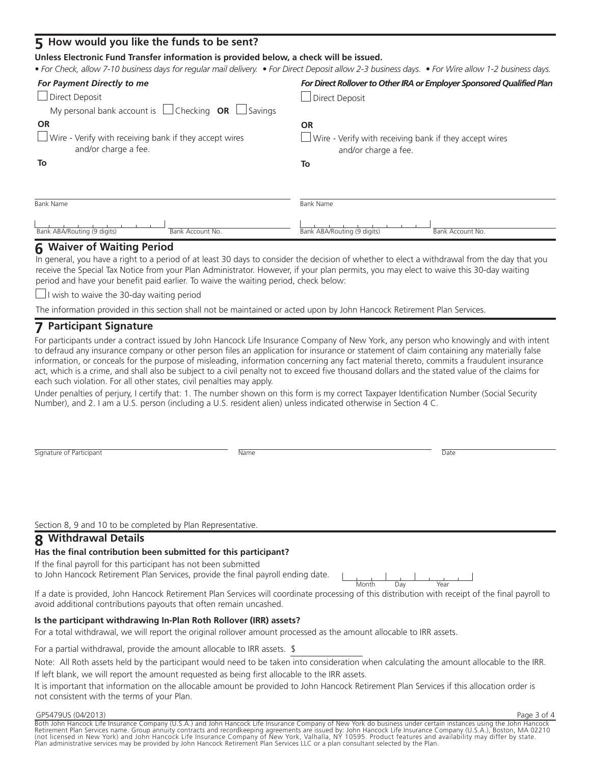## 5 How would you like the funds to be sent?

**Unless Electronic Fund Transfer information is provided below, a check will be issued.**

*• For Check, allow 7-10 business days for regular mail delivery. • For Direct Deposit allow 2-3 business days. • For Wire allow 1-2 business days.*

***For Payment Directly to me***

☐ Direct Deposit

My personal bank account is ☐ Checking **OR** ☐ Savings

**OR**

☐ Wire - Verify with receiving bank if they accept wires and/or charge a fee.

**To**

Bank Name

Bank ABA/Routing (9 digits) | Bank Account No.

***For Direct Rollover to Other IRA or Employer Sponsored Qualified Plan***

☐ Direct Deposit

**OR**

☐ Wire - Verify with receiving bank if they accept wires and/or charge a fee.

**To**

Bank Name

Bank ABA/Routing (9 digits) | Bank Account No.

## 6 Waiver of Waiting Period

In general, you have a right to a period of at least 30 days to consider the decision of whether to elect a withdrawal from the day that you receive the Special Tax Notice from your Plan Administrator. However, if your plan permits, you may elect to waive this 30-day waiting period and have your benefit paid earlier. To waive the waiting period, check below:

☐ I wish to waive the 30-day waiting period

The information provided in this section shall not be maintained or acted upon by John Hancock Retirement Plan Services.

## 7 Participant Signature

For participants under a contract issued by John Hancock Life Insurance Company of New York, any person who knowingly and with intent to defraud any insurance company or other person files an application for insurance or statement of claim containing any materially false information, or conceals for the purpose of misleading, information concerning any fact material thereto, commits a fraudulent insurance act, which is a crime, and shall also be subject to a civil penalty not to exceed five thousand dollars and the stated value of the claims for each such violation. For all other states, civil penalties may apply.

Under penalties of perjury, I certify that: 1. The number shown on this form is my correct Taxpayer Identification Number (Social Security Number), and 2. I am a U.S. person (including a U.S. resident alien) unless indicated otherwise in Section 4 C.

Signature of Participant | Name | Date

Section 8, 9 and 10 to be completed by Plan Representative.

## 8 Withdrawal Details

**Has the final contribution been submitted for this participant?**

If the final payroll for this participant has not been submitted to John Hancock Retirement Plan Services, provide the final payroll ending date. ____ Month ____ Day ____ Year

If a date is provided, John Hancock Retirement Plan Services will coordinate processing of this distribution with receipt of the final payroll to avoid additional contributions payouts that often remain uncashed.

**Is the participant withdrawing In-Plan Roth Rollover (IRR) assets?**

For a total withdrawal, we will report the original rollover amount processed as the amount allocable to IRR assets.

For a partial withdrawal, provide the amount allocable to IRR assets. $ ____________

Note: All Roth assets held by the participant would need to be taken into consideration when calculating the amount allocable to the IRR. If left blank, we will report the amount requested as being first allocable to the IRR assets.

It is important that information on the allocable amount be provided to John Hancock Retirement Plan Services if this allocation order is not consistent with the terms of your Plan.

GP5479US (04/2013)

Both John Hancock Life Insurance Company (U.S.A.) and John Hancock Life Insurance Company of New York do business under certain instances using the John Hancock Retirement Plan Services name. Group annuity contracts and recordkeeping agreements are issued by: John Hancock Life Insurance Company (U.S.A.), Boston, MA 02210 (not licensed in New York) and John Hancock Life Insurance Company of New York, Valhalla, NY 10595. Product features and availability may differ by state. Plan administrative services may be provided by John Hancock Retirement Plan Services LLC or a plan consultant selected by the Plan.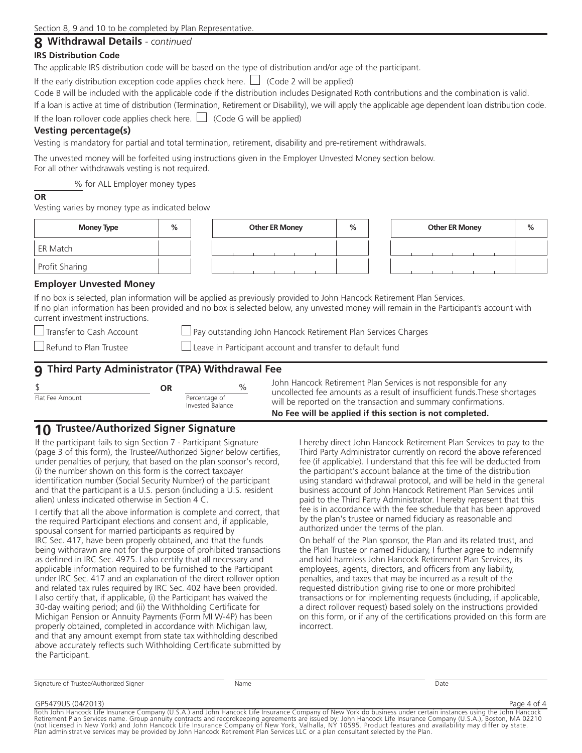Section 8, 9 and 10 to be completed by Plan Representative.

## 8 Withdrawal Details - *continued*

**IRS Distribution Code**

The applicable IRS distribution code will be based on the type of distribution and/or age of the participant.

If the early distribution exception code applies check here. ☐ (Code 2 will be applied)

Code B will be included with the applicable code if the distribution includes Designated Roth contributions and the combination is valid.

If a loan is active at time of distribution (Termination, Retirement or Disability), we will apply the applicable age dependent loan distribution code.

If the loan rollover code applies check here. ☐ (Code G will be applied)

### Vesting percentage(s)

Vesting is mandatory for partial and total termination, retirement, disability and pre-retirement withdrawals.

The unvested money will be forfeited using instructions given in the Employer Unvested Money section below.
For all other withdrawals vesting is not required.

_______% for ALL Employer money types

**OR**

Vesting varies by money type as indicated below

| Money Type | % | Other ER Money | % | Other ER Money | % |
|---|---|---|---|---|---|
| ER Match | | | | | |
| Profit Sharing | | | | | |

### Employer Unvested Money

If no box is selected, plan information will be applied as previously provided to John Hancock Retirement Plan Services.
If no plan information has been provided and no box is selected below, any unvested money will remain in the Participant's account with current investment instructions.

☐ Transfer to Cash Account ☐ Pay outstanding John Hancock Retirement Plan Services Charges

☐ Refund to Plan Trustee ☐ Leave in Participant account and transfer to default fund

## 9 Third Party Administrator (TPA) Withdrawal Fee

$_______ Flat Fee Amount **OR** _______% Percentage of Invested Balance

John Hancock Retirement Plan Services is not responsible for any uncollected fee amounts as a result of insufficient funds.These shortages will be reported on the transaction and summary confirmations.

**No Fee will be applied if this section is not completed.**

## 10 Trustee/Authorized Signer Signature

If the participant fails to sign Section 7 - Participant Signature (page 3 of this form), the Trustee/Authorized Signer below certifies, under penalties of perjury, that based on the plan sponsor's record, (i) the number shown on this form is the correct taxpayer identification number (Social Security Number) of the participant and that the participant is a U.S. person (including a U.S. resident alien) unless indicated otherwise in Section 4 C.

I certify that all the above information is complete and correct, that the required Participant elections and consent and, if applicable, spousal consent for married participants as required by IRC Sec. 417, have been properly obtained, and that the funds being withdrawn are not for the purpose of prohibited transactions as defined in IRC Sec. 4975. I also certify that all necessary and applicable information required to be furnished to the Participant under IRC Sec. 417 and an explanation of the direct rollover option and related tax rules required by IRC Sec. 402 have been provided. I also certify that, if applicable, (i) the Participant has waived the 30-day waiting period; and (ii) the Withholding Certificate for Michigan Pension or Annuity Payments (Form MI W-4P) has been properly obtained, completed in accordance with Michigan law, and that any amount exempt from state tax withholding described above accurately reflects such Withholding Certificate submitted by the Participant.

I hereby direct John Hancock Retirement Plan Services to pay to the Third Party Administrator currently on record the above referenced fee (if applicable). I understand that this fee will be deducted from the participant's account balance at the time of the distribution using standard withdrawal protocol, and will be held in the general business account of John Hancock Retirement Plan Services until paid to the Third Party Administrator. I hereby represent that this fee is in accordance with the fee schedule that has been approved by the plan's trustee or named fiduciary as reasonable and authorized under the terms of the plan.

On behalf of the Plan sponsor, the Plan and its related trust, and the Plan Trustee or named Fiduciary, I further agree to indemnify and hold harmless John Hancock Retirement Plan Services, its employees, agents, directors, and officers from any liability, penalties, and taxes that may be incurred as a result of the requested distribution giving rise to one or more prohibited transactions or for implementing requests (including, if applicable, a direct rollover request) based solely on the instructions provided on this form, or if any of the certifications provided on this form are incorrect.

Signature of Trustee/Authorized Signer _______________ Name _______________ Date _______________

GP5479US (04/2013)

Both John Hancock Life Insurance Company (U.S.A.) and John Hancock Life Insurance Company of New York do business under certain instances using the John Hancock Retirement Plan Services name. Group annuity contracts and recordkeeping agreements are issued by: John Hancock Life Insurance Company (U.S.A.), Boston, MA 02210 (not licensed in New York) and John Hancock Life Insurance Company of New York, Valhalla, NY 10595. Product features and availability may differ by state. Plan administrative services may be provided by John Hancock Retirement Plan Services LLC or a plan consultant selected by the Plan.